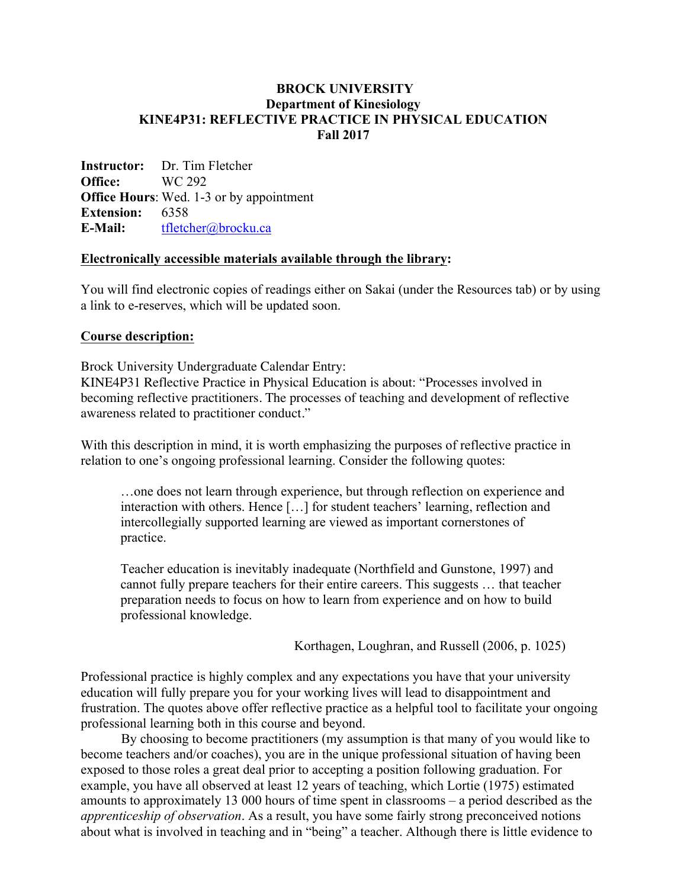# BROCK UNIVERSITY
## Department of Kinesiology
## KINE4P31: REFLECTIVE PRACTICE IN PHYSICAL EDUCATION
### Fall 2017

**Instructor:** Dr. Tim Fletcher
**Office:** WC 292
**Office Hours**: Wed. 1-3 or by appointment
**Extension:** 6358
**E-Mail:** tfletcher@brocku.ca

**Electronically accessible materials available through the library:**

You will find electronic copies of readings either on Sakai (under the Resources tab) or by using a link to e-reserves, which will be updated soon.

**Course description:**

Brock University Undergraduate Calendar Entry:
KINE4P31 Reflective Practice in Physical Education is about: "Processes involved in becoming reflective practitioners. The processes of teaching and development of reflective awareness related to practitioner conduct."

With this description in mind, it is worth emphasizing the purposes of reflective practice in relation to one's ongoing professional learning. Consider the following quotes:

> …one does not learn through experience, but through reflection on experience and interaction with others. Hence […] for student teachers' learning, reflection and intercollegially supported learning are viewed as important cornerstones of practice.
>
> Teacher education is inevitably inadequate (Northfield and Gunstone, 1997) and cannot fully prepare teachers for their entire careers. This suggests … that teacher preparation needs to focus on how to learn from experience and on how to build professional knowledge.
>
> Korthagen, Loughran, and Russell (2006, p. 1025)

Professional practice is highly complex and any expectations you have that your university education will fully prepare you for your working lives will lead to disappointment and frustration. The quotes above offer reflective practice as a helpful tool to facilitate your ongoing professional learning both in this course and beyond.

By choosing to become practitioners (my assumption is that many of you would like to become teachers and/or coaches), you are in the unique professional situation of having been exposed to those roles a great deal prior to accepting a position following graduation. For example, you have all observed at least 12 years of teaching, which Lortie (1975) estimated amounts to approximately 13 000 hours of time spent in classrooms – a period described as the *apprenticeship of observation*. As a result, you have some fairly strong preconceived notions about what is involved in teaching and in "being" a teacher. Although there is little evidence to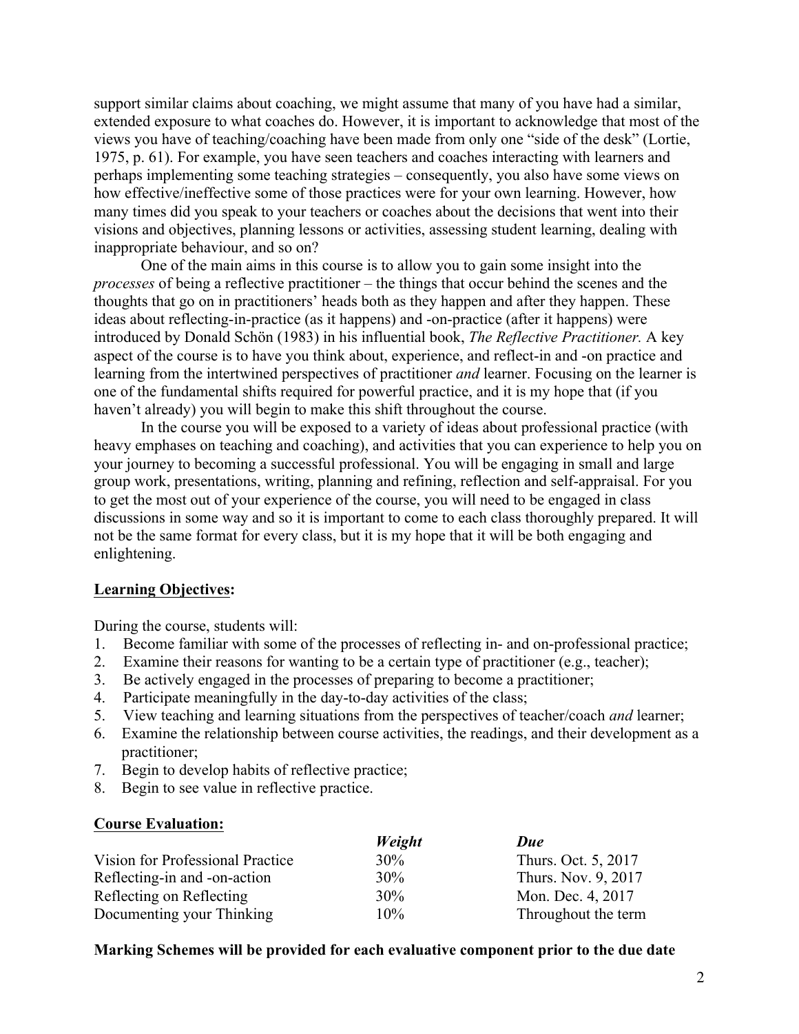support similar claims about coaching, we might assume that many of you have had a similar, extended exposure to what coaches do. However, it is important to acknowledge that most of the views you have of teaching/coaching have been made from only one "side of the desk" (Lortie, 1975, p. 61). For example, you have seen teachers and coaches interacting with learners and perhaps implementing some teaching strategies – consequently, you also have some views on how effective/ineffective some of those practices were for your own learning. However, how many times did you speak to your teachers or coaches about the decisions that went into their visions and objectives, planning lessons or activities, assessing student learning, dealing with inappropriate behaviour, and so on?

One of the main aims in this course is to allow you to gain some insight into the *processes* of being a reflective practitioner – the things that occur behind the scenes and the thoughts that go on in practitioners' heads both as they happen and after they happen. These ideas about reflecting-in-practice (as it happens) and -on-practice (after it happens) were introduced by Donald Schön (1983) in his influential book, *The Reflective Practitioner.* A key aspect of the course is to have you think about, experience, and reflect-in and -on practice and learning from the intertwined perspectives of practitioner *and* learner. Focusing on the learner is one of the fundamental shifts required for powerful practice, and it is my hope that (if you haven't already) you will begin to make this shift throughout the course.

In the course you will be exposed to a variety of ideas about professional practice (with heavy emphases on teaching and coaching), and activities that you can experience to help you on your journey to becoming a successful professional. You will be engaging in small and large group work, presentations, writing, planning and refining, reflection and self-appraisal. For you to get the most out of your experience of the course, you will need to be engaged in class discussions in some way and so it is important to come to each class thoroughly prepared. It will not be the same format for every class, but it is my hope that it will be both engaging and enlightening.

## Learning Objectives:

During the course, students will:

1. Become familiar with some of the processes of reflecting in- and on-professional practice;
2. Examine their reasons for wanting to be a certain type of practitioner (e.g., teacher);
3. Be actively engaged in the processes of preparing to become a practitioner;
4. Participate meaningfully in the day-to-day activities of the class;
5. View teaching and learning situations from the perspectives of teacher/coach *and* learner;
6. Examine the relationship between course activities, the readings, and their development as a practitioner;
7. Begin to develop habits of reflective practice;
8. Begin to see value in reflective practice.

## Course Evaluation:

| | ***Weight*** | ***Due*** |
|---|---|---|
| Vision for Professional Practice | 30% | Thurs. Oct. 5, 2017 |
| Reflecting-in and -on-action | 30% | Thurs. Nov. 9, 2017 |
| Reflecting on Reflecting | 30% | Mon. Dec. 4, 2017 |
| Documenting your Thinking | 10% | Throughout the term |

**Marking Schemes will be provided for each evaluative component prior to the due date**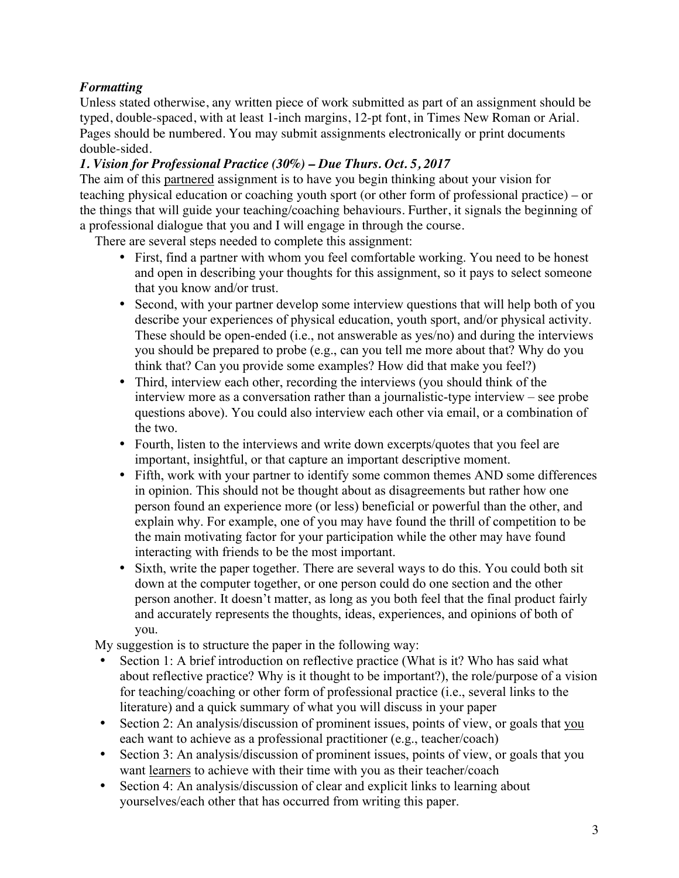***Formatting***

Unless stated otherwise, any written piece of work submitted as part of an assignment should be typed, double-spaced, with at least 1-inch margins, 12-pt font, in Times New Roman or Arial. Pages should be numbered. You may submit assignments electronically or print documents double-sided.

***1. Vision for Professional Practice (30%) – Due Thurs. Oct. 5, 2017***

The aim of this <u>partnered</u> assignment is to have you begin thinking about your vision for teaching physical education or coaching youth sport (or other form of professional practice) – or the things that will guide your teaching/coaching behaviours. Further, it signals the beginning of a professional dialogue that you and I will engage in through the course.

There are several steps needed to complete this assignment:

- First, find a partner with whom you feel comfortable working. You need to be honest and open in describing your thoughts for this assignment, so it pays to select someone that you know and/or trust.
- Second, with your partner develop some interview questions that will help both of you describe your experiences of physical education, youth sport, and/or physical activity. These should be open-ended (i.e., not answerable as yes/no) and during the interviews you should be prepared to probe (e.g., can you tell me more about that? Why do you think that? Can you provide some examples? How did that make you feel?)
- Third, interview each other, recording the interviews (you should think of the interview more as a conversation rather than a journalistic-type interview – see probe questions above). You could also interview each other via email, or a combination of the two.
- Fourth, listen to the interviews and write down excerpts/quotes that you feel are important, insightful, or that capture an important descriptive moment.
- Fifth, work with your partner to identify some common themes AND some differences in opinion. This should not be thought about as disagreements but rather how one person found an experience more (or less) beneficial or powerful than the other, and explain why. For example, one of you may have found the thrill of competition to be the main motivating factor for your participation while the other may have found interacting with friends to be the most important.
- Sixth, write the paper together. There are several ways to do this. You could both sit down at the computer together, or one person could do one section and the other person another. It doesn't matter, as long as you both feel that the final product fairly and accurately represents the thoughts, ideas, experiences, and opinions of both of you.

My suggestion is to structure the paper in the following way:

- Section 1: A brief introduction on reflective practice (What is it? Who has said what about reflective practice? Why is it thought to be important?), the role/purpose of a vision for teaching/coaching or other form of professional practice (i.e., several links to the literature) and a quick summary of what you will discuss in your paper
- Section 2: An analysis/discussion of prominent issues, points of view, or goals that <u>you</u> each want to achieve as a professional practitioner (e.g., teacher/coach)
- Section 3: An analysis/discussion of prominent issues, points of view, or goals that you want <u>learners</u> to achieve with their time with you as their teacher/coach
- Section 4: An analysis/discussion of clear and explicit links to learning about yourselves/each other that has occurred from writing this paper.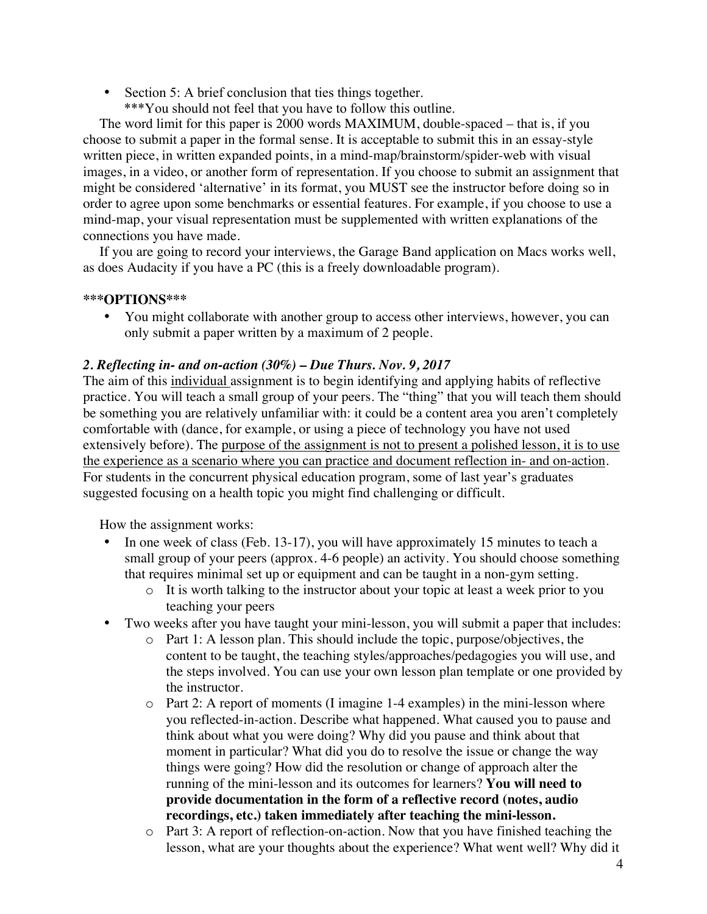- Section 5: A brief conclusion that ties things together.
  ***You should not feel that you have to follow this outline.

The word limit for this paper is 2000 words MAXIMUM, double-spaced – that is, if you choose to submit a paper in the formal sense. It is acceptable to submit this in an essay-style written piece, in written expanded points, in a mind-map/brainstorm/spider-web with visual images, in a video, or another form of representation. If you choose to submit an assignment that might be considered 'alternative' in its format, you MUST see the instructor before doing so in order to agree upon some benchmarks or essential features. For example, if you choose to use a mind-map, your visual representation must be supplemented with written explanations of the connections you have made.

If you are going to record your interviews, the Garage Band application on Macs works well, as does Audacity if you have a PC (this is a freely downloadable program).

**\*\*\*OPTIONS\*\*\***

- You might collaborate with another group to access other interviews, however, you can only submit a paper written by a maximum of 2 people.

### *2. Reflecting in- and on-action (30%) – Due Thurs. Nov. 9, 2017*

The aim of this individual assignment is to begin identifying and applying habits of reflective practice. You will teach a small group of your peers. The "thing" that you will teach them should be something you are relatively unfamiliar with: it could be a content area you aren't completely comfortable with (dance, for example, or using a piece of technology you have not used extensively before). The purpose of the assignment is not to present a polished lesson, it is to use the experience as a scenario where you can practice and document reflection in- and on-action. For students in the concurrent physical education program, some of last year's graduates suggested focusing on a health topic you might find challenging or difficult.

How the assignment works:

- In one week of class (Feb. 13-17), you will have approximately 15 minutes to teach a small group of your peers (approx. 4-6 people) an activity. You should choose something that requires minimal set up or equipment and can be taught in a non-gym setting.
  - It is worth talking to the instructor about your topic at least a week prior to you teaching your peers
- Two weeks after you have taught your mini-lesson, you will submit a paper that includes:
  - Part 1: A lesson plan. This should include the topic, purpose/objectives, the content to be taught, the teaching styles/approaches/pedagogies you will use, and the steps involved. You can use your own lesson plan template or one provided by the instructor.
  - Part 2: A report of moments (I imagine 1-4 examples) in the mini-lesson where you reflected-in-action. Describe what happened. What caused you to pause and think about what you were doing? Why did you pause and think about that moment in particular? What did you do to resolve the issue or change the way things were going? How did the resolution or change of approach alter the running of the mini-lesson and its outcomes for learners? **You will need to provide documentation in the form of a reflective record (notes, audio recordings, etc.) taken immediately after teaching the mini-lesson.**
  - Part 3: A report of reflection-on-action. Now that you have finished teaching the lesson, what are your thoughts about the experience? What went well? Why did it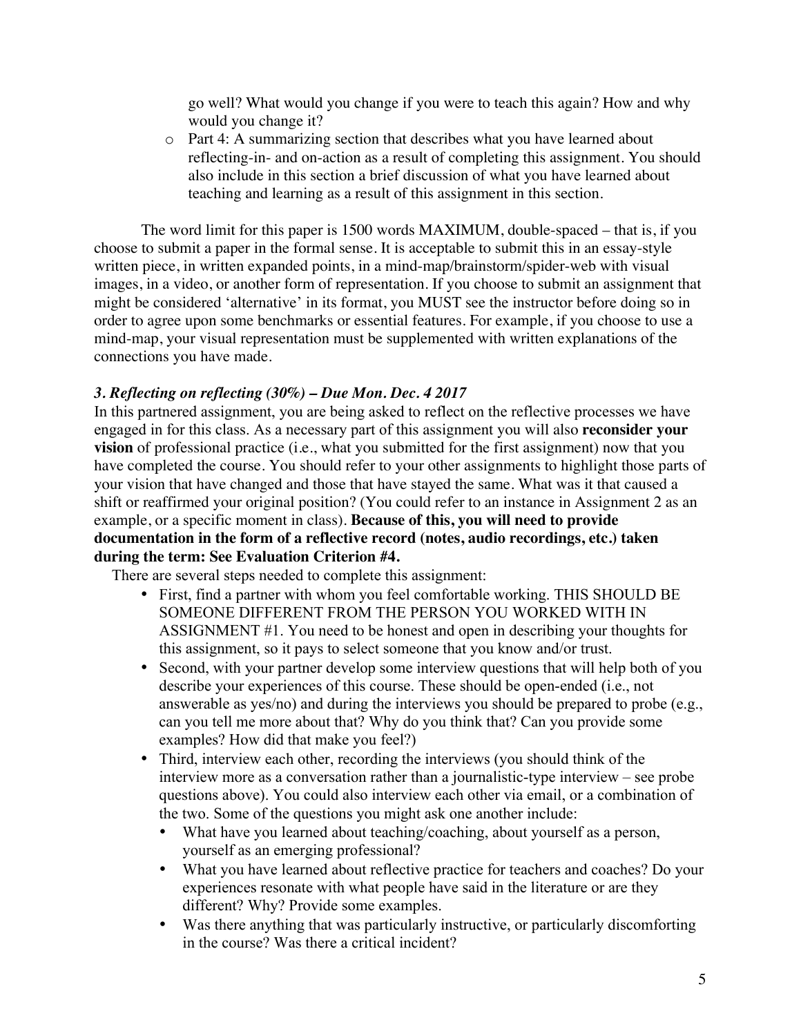go well? What would you change if you were to teach this again? How and why would you change it?

- Part 4: A summarizing section that describes what you have learned about reflecting-in- and on-action as a result of completing this assignment. You should also include in this section a brief discussion of what you have learned about teaching and learning as a result of this assignment in this section.

The word limit for this paper is 1500 words MAXIMUM, double-spaced – that is, if you choose to submit a paper in the formal sense. It is acceptable to submit this in an essay-style written piece, in written expanded points, in a mind-map/brainstorm/spider-web with visual images, in a video, or another form of representation. If you choose to submit an assignment that might be considered 'alternative' in its format, you MUST see the instructor before doing so in order to agree upon some benchmarks or essential features. For example, if you choose to use a mind-map, your visual representation must be supplemented with written explanations of the connections you have made.

### *3. Reflecting on reflecting (30%) – Due Mon. Dec. 4 2017*

In this partnered assignment, you are being asked to reflect on the reflective processes we have engaged in for this class. As a necessary part of this assignment you will also **reconsider your vision** of professional practice (i.e., what you submitted for the first assignment) now that you have completed the course. You should refer to your other assignments to highlight those parts of your vision that have changed and those that have stayed the same. What was it that caused a shift or reaffirmed your original position? (You could refer to an instance in Assignment 2 as an example, or a specific moment in class). **Because of this, you will need to provide documentation in the form of a reflective record (notes, audio recordings, etc.) taken during the term: See Evaluation Criterion #4.**

There are several steps needed to complete this assignment:

- First, find a partner with whom you feel comfortable working. THIS SHOULD BE SOMEONE DIFFERENT FROM THE PERSON YOU WORKED WITH IN ASSIGNMENT #1. You need to be honest and open in describing your thoughts for this assignment, so it pays to select someone that you know and/or trust.
- Second, with your partner develop some interview questions that will help both of you describe your experiences of this course. These should be open-ended (i.e., not answerable as yes/no) and during the interviews you should be prepared to probe (e.g., can you tell me more about that? Why do you think that? Can you provide some examples? How did that make you feel?)
- Third, interview each other, recording the interviews (you should think of the interview more as a conversation rather than a journalistic-type interview – see probe questions above). You could also interview each other via email, or a combination of the two. Some of the questions you might ask one another include:
  - What have you learned about teaching/coaching, about yourself as a person, yourself as an emerging professional?
  - What you have learned about reflective practice for teachers and coaches? Do your experiences resonate with what people have said in the literature or are they different? Why? Provide some examples.
  - Was there anything that was particularly instructive, or particularly discomforting in the course? Was there a critical incident?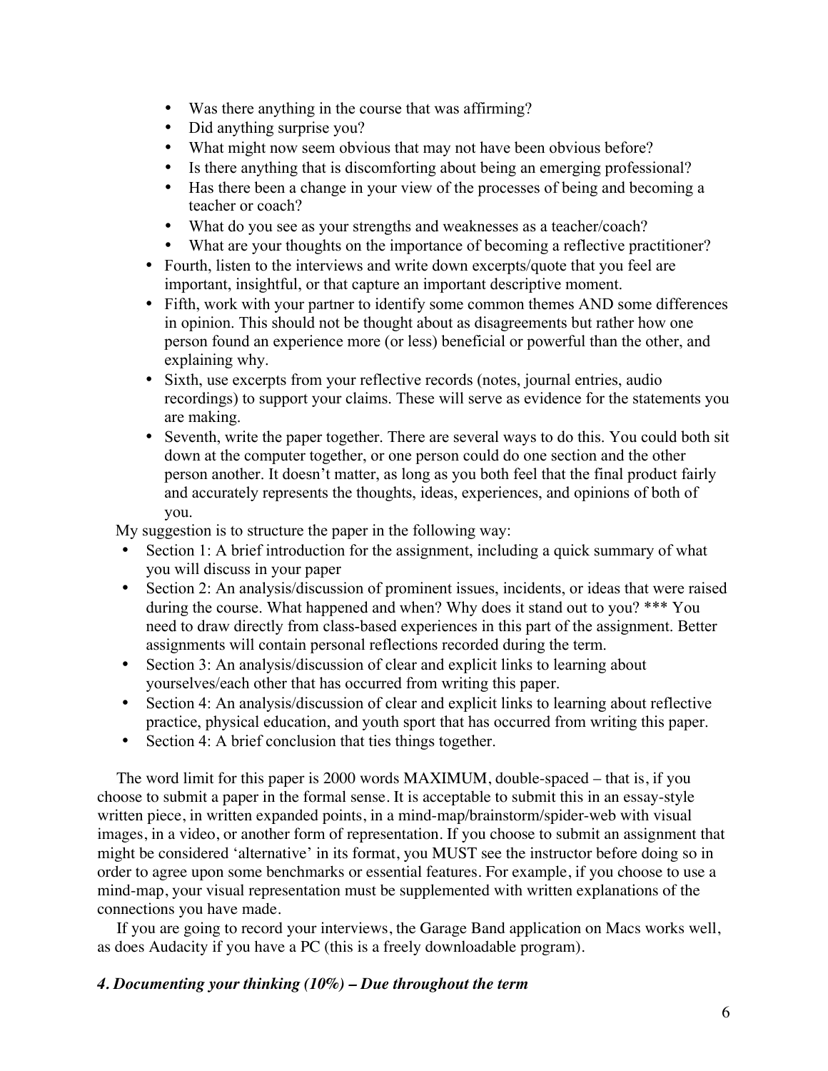- Was there anything in the course that was affirming?
- Did anything surprise you?
- What might now seem obvious that may not have been obvious before?
- Is there anything that is discomforting about being an emerging professional?
- Has there been a change in your view of the processes of being and becoming a teacher or coach?
- What do you see as your strengths and weaknesses as a teacher/coach?
- What are your thoughts on the importance of becoming a reflective practitioner?

- Fourth, listen to the interviews and write down excerpts/quote that you feel are important, insightful, or that capture an important descriptive moment.
- Fifth, work with your partner to identify some common themes AND some differences in opinion. This should not be thought about as disagreements but rather how one person found an experience more (or less) beneficial or powerful than the other, and explaining why.
- Sixth, use excerpts from your reflective records (notes, journal entries, audio recordings) to support your claims. These will serve as evidence for the statements you are making.
- Seventh, write the paper together. There are several ways to do this. You could both sit down at the computer together, or one person could do one section and the other person another. It doesn't matter, as long as you both feel that the final product fairly and accurately represents the thoughts, ideas, experiences, and opinions of both of you.

My suggestion is to structure the paper in the following way:

- Section 1: A brief introduction for the assignment, including a quick summary of what you will discuss in your paper
- Section 2: An analysis/discussion of prominent issues, incidents, or ideas that were raised during the course. What happened and when? Why does it stand out to you? *** You need to draw directly from class-based experiences in this part of the assignment. Better assignments will contain personal reflections recorded during the term.
- Section 3: An analysis/discussion of clear and explicit links to learning about yourselves/each other that has occurred from writing this paper.
- Section 4: An analysis/discussion of clear and explicit links to learning about reflective practice, physical education, and youth sport that has occurred from writing this paper.
- Section 4: A brief conclusion that ties things together.

The word limit for this paper is 2000 words MAXIMUM, double-spaced – that is, if you choose to submit a paper in the formal sense. It is acceptable to submit this in an essay-style written piece, in written expanded points, in a mind-map/brainstorm/spider-web with visual images, in a video, or another form of representation. If you choose to submit an assignment that might be considered 'alternative' in its format, you MUST see the instructor before doing so in order to agree upon some benchmarks or essential features. For example, if you choose to use a mind-map, your visual representation must be supplemented with written explanations of the connections you have made.

If you are going to record your interviews, the Garage Band application on Macs works well, as does Audacity if you have a PC (this is a freely downloadable program).

#### *4. Documenting your thinking (10%) – Due throughout the term*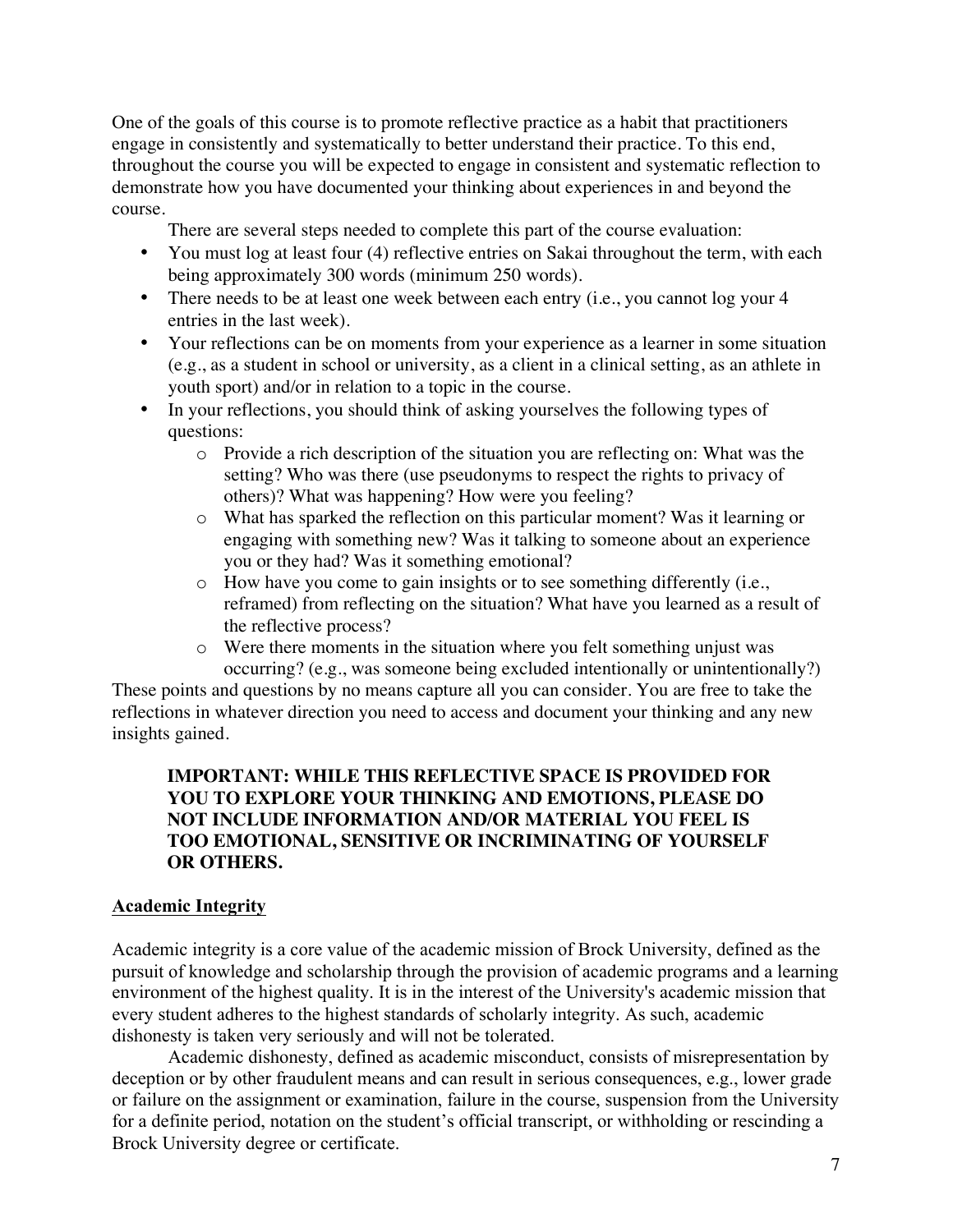One of the goals of this course is to promote reflective practice as a habit that practitioners engage in consistently and systematically to better understand their practice. To this end, throughout the course you will be expected to engage in consistent and systematic reflection to demonstrate how you have documented your thinking about experiences in and beyond the course.

There are several steps needed to complete this part of the course evaluation:

- You must log at least four (4) reflective entries on Sakai throughout the term, with each being approximately 300 words (minimum 250 words).
- There needs to be at least one week between each entry (i.e., you cannot log your 4 entries in the last week).
- Your reflections can be on moments from your experience as a learner in some situation (e.g., as a student in school or university, as a client in a clinical setting, as an athlete in youth sport) and/or in relation to a topic in the course.
- In your reflections, you should think of asking yourselves the following types of questions:
  - Provide a rich description of the situation you are reflecting on: What was the setting? Who was there (use pseudonyms to respect the rights to privacy of others)? What was happening? How were you feeling?
  - What has sparked the reflection on this particular moment? Was it learning or engaging with something new? Was it talking to someone about an experience you or they had? Was it something emotional?
  - How have you come to gain insights or to see something differently (i.e., reframed) from reflecting on the situation? What have you learned as a result of the reflective process?
  - Were there moments in the situation where you felt something unjust was occurring? (e.g., was someone being excluded intentionally or unintentionally?)

These points and questions by no means capture all you can consider. You are free to take the reflections in whatever direction you need to access and document your thinking and any new insights gained.

> **IMPORTANT: WHILE THIS REFLECTIVE SPACE IS PROVIDED FOR YOU TO EXPLORE YOUR THINKING AND EMOTIONS, PLEASE DO NOT INCLUDE INFORMATION AND/OR MATERIAL YOU FEEL IS TOO EMOTIONAL, SENSITIVE OR INCRIMINATING OF YOURSELF OR OTHERS.**

## Academic Integrity

Academic integrity is a core value of the academic mission of Brock University, defined as the pursuit of knowledge and scholarship through the provision of academic programs and a learning environment of the highest quality. It is in the interest of the University's academic mission that every student adheres to the highest standards of scholarly integrity. As such, academic dishonesty is taken very seriously and will not be tolerated.

Academic dishonesty, defined as academic misconduct, consists of misrepresentation by deception or by other fraudulent means and can result in serious consequences, e.g., lower grade or failure on the assignment or examination, failure in the course, suspension from the University for a definite period, notation on the student's official transcript, or withholding or rescinding a Brock University degree or certificate.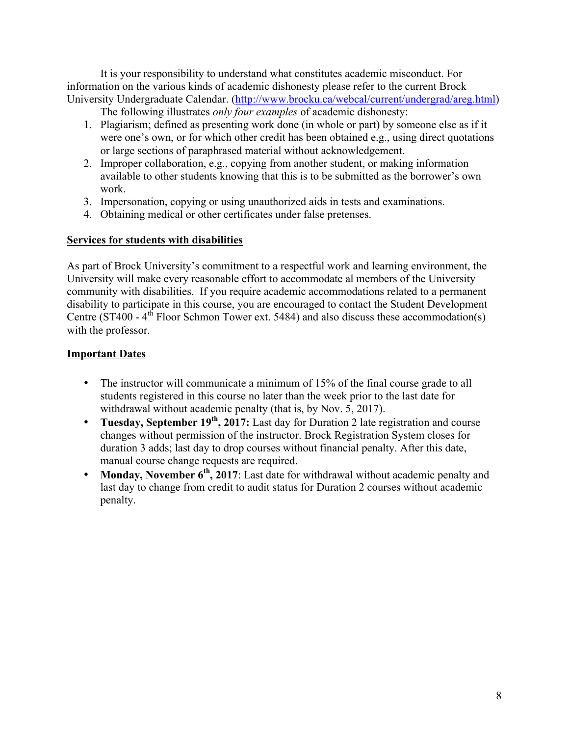It is your responsibility to understand what constitutes academic misconduct. For information on the various kinds of academic dishonesty please refer to the current Brock University Undergraduate Calendar. (http://www.brocku.ca/webcal/current/undergrad/areg.html)

The following illustrates *only four examples* of academic dishonesty:

1. Plagiarism; defined as presenting work done (in whole or part) by someone else as if it were one's own, or for which other credit has been obtained e.g., using direct quotations or large sections of paraphrased material without acknowledgement.
2. Improper collaboration, e.g., copying from another student, or making information available to other students knowing that this is to be submitted as the borrower's own work.
3. Impersonation, copying or using unauthorized aids in tests and examinations.
4. Obtaining medical or other certificates under false pretenses.

## Services for students with disabilities

As part of Brock University's commitment to a respectful work and learning environment, the University will make every reasonable effort to accommodate al members of the University community with disabilities. If you require academic accommodations related to a permanent disability to participate in this course, you are encouraged to contact the Student Development Centre (ST400 - 4th Floor Schmon Tower ext. 5484) and also discuss these accommodation(s) with the professor.

## Important Dates

- The instructor will communicate a minimum of 15% of the final course grade to all students registered in this course no later than the week prior to the last date for withdrawal without academic penalty (that is, by Nov. 5, 2017).
- **Tuesday, September 19th, 2017:** Last day for Duration 2 late registration and course changes without permission of the instructor. Brock Registration System closes for duration 3 adds; last day to drop courses without financial penalty. After this date, manual course change requests are required.
- **Monday, November 6th, 2017**: Last date for withdrawal without academic penalty and last day to change from credit to audit status for Duration 2 courses without academic penalty.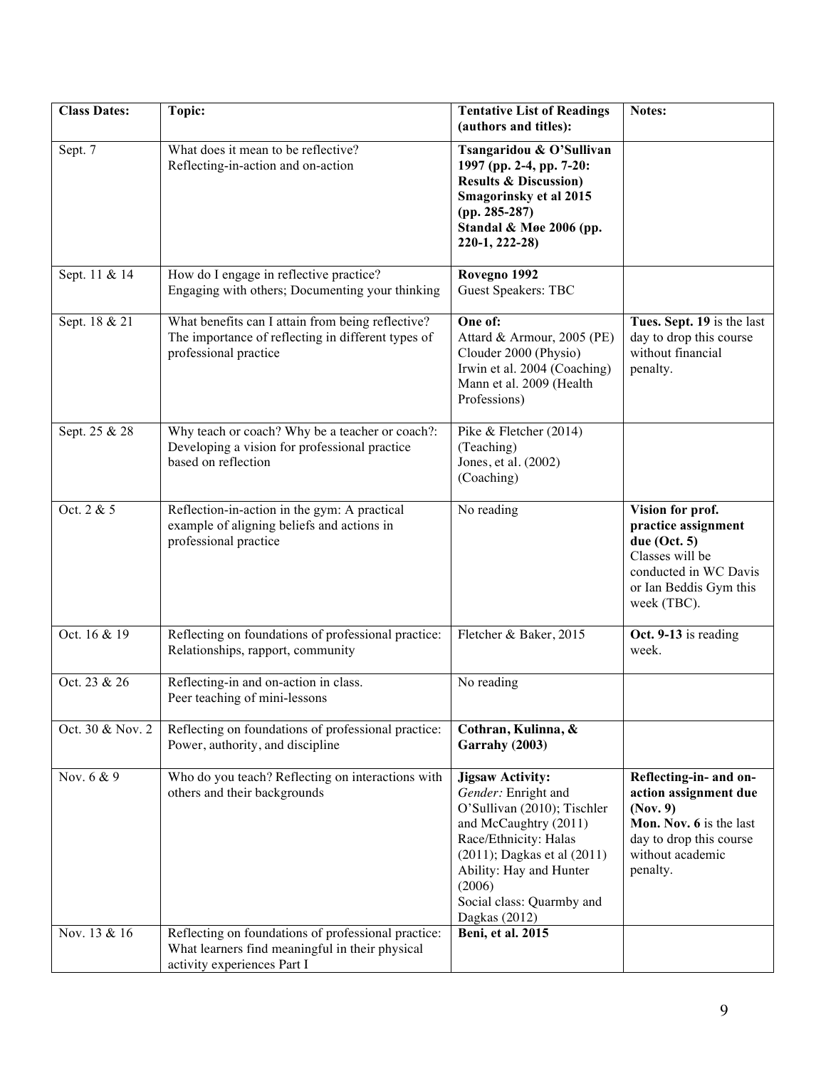| **Class Dates:** | **Topic:** | **Tentative List of Readings (authors and titles):** | **Notes:** |
|---|---|---|---|
| Sept. 7 | What does it mean to be reflective?<br>Reflecting-in-action and on-action | **Tsangaridou & O'Sullivan 1997 (pp. 2-4, pp. 7-20: Results & Discussion)**<br>**Smagorinsky et al 2015 (pp. 285-287)**<br>**Standal & Møe 2006 (pp. 220-1, 222-28)** | |
| Sept. 11 & 14 | How do I engage in reflective practice?<br>Engaging with others; Documenting your thinking | **Rovegno 1992**<br>Guest Speakers: TBC | |
| Sept. 18 & 21 | What benefits can I attain from being reflective?<br>The importance of reflecting in different types of professional practice | **One of:**<br>Attard & Armour, 2005 (PE)<br>Clouder 2000 (Physio)<br>Irwin et al. 2004 (Coaching)<br>Mann et al. 2009 (Health Professions) | **Tues. Sept. 19** is the last day to drop this course without financial penalty. |
| Sept. 25 & 28 | Why teach or coach? Why be a teacher or coach?: Developing a vision for professional practice based on reflection | Pike & Fletcher (2014) (Teaching)<br>Jones, et al. (2002) (Coaching) | |
| Oct. 2 & 5 | Reflection-in-action in the gym: A practical example of aligning beliefs and actions in professional practice | No reading | **Vision for prof. practice assignment due (Oct. 5)**<br>Classes will be conducted in WC Davis or Ian Beddis Gym this week (TBC). |
| Oct. 16 & 19 | Reflecting on foundations of professional practice: Relationships, rapport, community | Fletcher & Baker, 2015 | **Oct. 9-13** is reading week. |
| Oct. 23 & 26 | Reflecting-in and on-action in class.<br>Peer teaching of mini-lessons | No reading | |
| Oct. 30 & Nov. 2 | Reflecting on foundations of professional practice: Power, authority, and discipline | **Cothran, Kulinna, & Garrahy (2003)** | |
| Nov. 6 & 9 | Who do you teach? Reflecting on interactions with others and their backgrounds | **Jigsaw Activity:**<br>*Gender:* Enright and O'Sullivan (2010); Tischler and McCaughtry (2011)<br>Race/Ethnicity: Halas (2011); Dagkas et al (2011)<br>Ability: Hay and Hunter (2006)<br>Social class: Quarmby and Dagkas (2012) | **Reflecting-in- and on-action assignment due (Nov. 9)**<br>**Mon. Nov. 6** is the last day to drop this course without academic penalty. |
| Nov. 13 & 16 | Reflecting on foundations of professional practice: What learners find meaningful in their physical activity experiences Part I | **Beni, et al. 2015** | |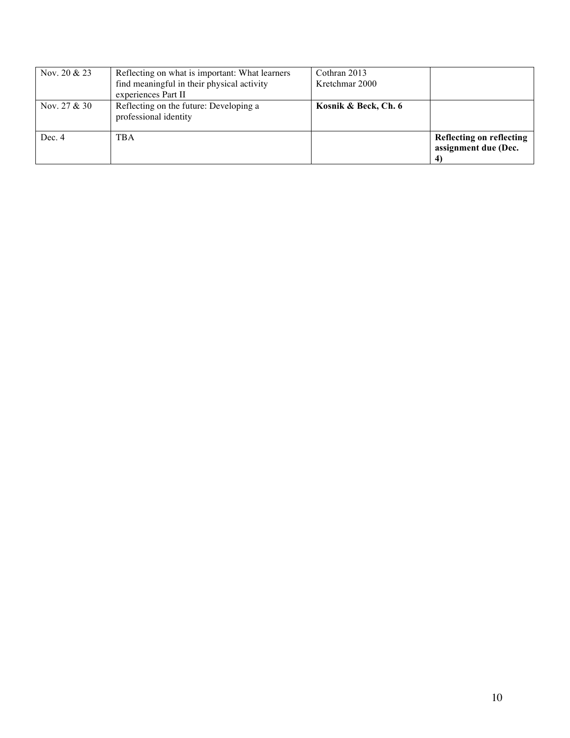| Nov. 20 & 23 | Reflecting on what is important: What learners find meaningful in their physical activity experiences Part II | Cothran 2013<br>Kretchmar 2000 | |
|---|---|---|---|
| Nov. 27 & 30 | Reflecting on the future: Developing a professional identity | **Kosnik & Beck, Ch. 6** | |
| Dec. 4 | TBA | | **Reflecting on reflecting assignment due (Dec. 4)** |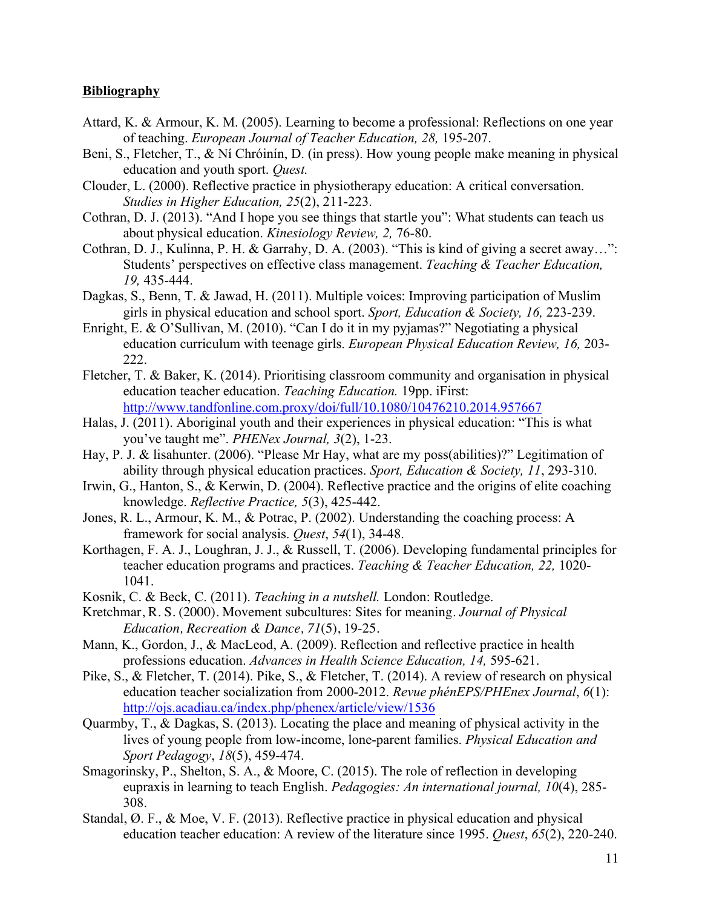**Bibliography**

Attard, K. & Armour, K. M. (2005). Learning to become a professional: Reflections on one year of teaching. *European Journal of Teacher Education, 28,* 195-207.

Beni, S., Fletcher, T., & Ní Chróinín, D. (in press). How young people make meaning in physical education and youth sport. *Quest.*

Clouder, L. (2000). Reflective practice in physiotherapy education: A critical conversation. *Studies in Higher Education, 25*(2), 211-223.

Cothran, D. J. (2013). "And I hope you see things that startle you": What students can teach us about physical education. *Kinesiology Review, 2,* 76-80.

Cothran, D. J., Kulinna, P. H. & Garrahy, D. A. (2003). "This is kind of giving a secret away…": Students' perspectives on effective class management. *Teaching & Teacher Education, 19,* 435-444.

Dagkas, S., Benn, T. & Jawad, H. (2011). Multiple voices: Improving participation of Muslim girls in physical education and school sport. *Sport, Education & Society, 16,* 223-239.

Enright, E. & O'Sullivan, M. (2010). "Can I do it in my pyjamas?" Negotiating a physical education curriculum with teenage girls. *European Physical Education Review, 16,* 203-222.

Fletcher, T. & Baker, K. (2014). Prioritising classroom community and organisation in physical education teacher education. *Teaching Education.* 19pp. iFirst: http://www.tandfonline.com.proxy/doi/full/10.1080/10476210.2014.957667

Halas, J. (2011). Aboriginal youth and their experiences in physical education: "This is what you've taught me". *PHENex Journal, 3*(2), 1-23.

Hay, P. J. & lisahunter. (2006). "Please Mr Hay, what are my poss(abilities)?" Legitimation of ability through physical education practices. *Sport, Education & Society, 11*, 293-310.

Irwin, G., Hanton, S., & Kerwin, D. (2004). Reflective practice and the origins of elite coaching knowledge. *Reflective Practice, 5*(3), 425-442.

Jones, R. L., Armour, K. M., & Potrac, P. (2002). Understanding the coaching process: A framework for social analysis. *Quest*, *54*(1), 34-48.

Korthagen, F. A. J., Loughran, J. J., & Russell, T. (2006). Developing fundamental principles for teacher education programs and practices. *Teaching & Teacher Education, 22,* 1020-1041.

Kosnik, C. & Beck, C. (2011). *Teaching in a nutshell.* London: Routledge.

Kretchmar, R. S. (2000). Movement subcultures: Sites for meaning. *Journal of Physical Education, Recreation & Dance, 71*(5), 19-25.

Mann, K., Gordon, J., & MacLeod, A. (2009). Reflection and reflective practice in health professions education. *Advances in Health Science Education, 14,* 595-621.

Pike, S., & Fletcher, T. (2014). Pike, S., & Fletcher, T. (2014). A review of research on physical education teacher socialization from 2000-2012. *Revue phénEPS/PHEnex Journal*, *6*(1): http://ojs.acadiau.ca/index.php/phenex/article/view/1536

Quarmby, T., & Dagkas, S. (2013). Locating the place and meaning of physical activity in the lives of young people from low-income, lone-parent families. *Physical Education and Sport Pedagogy*, *18*(5), 459-474.

Smagorinsky, P., Shelton, S. A., & Moore, C. (2015). The role of reflection in developing eupraxis in learning to teach English. *Pedagogies: An international journal, 10*(4), 285-308.

Standal, Ø. F., & Moe, V. F. (2013). Reflective practice in physical education and physical education teacher education: A review of the literature since 1995. *Quest*, *65*(2), 220-240.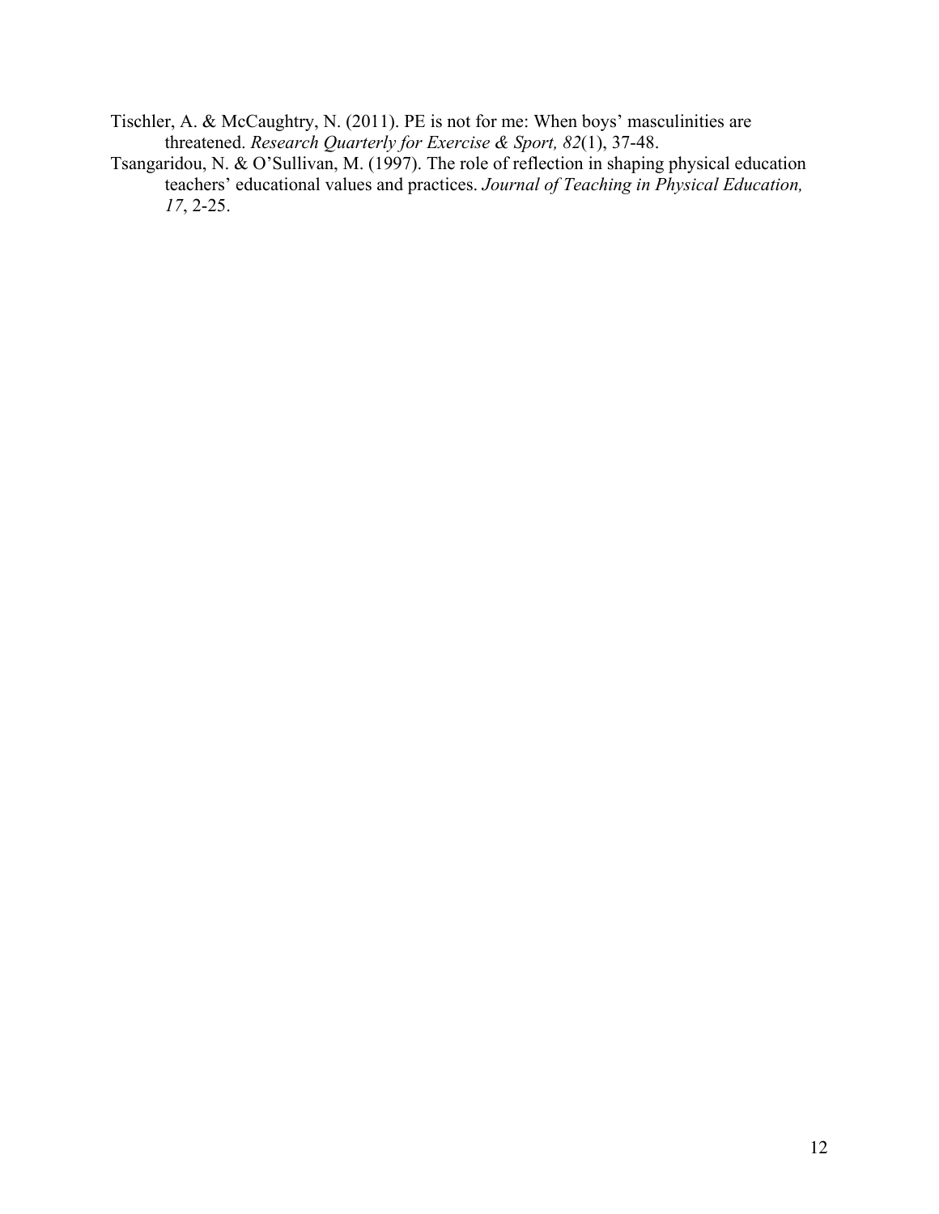Tischler, A. & McCaughtry, N. (2011). PE is not for me: When boys' masculinities are threatened. *Research Quarterly for Exercise & Sport, 82*(1), 37-48.

Tsangaridou, N. & O'Sullivan, M. (1997). The role of reflection in shaping physical education teachers' educational values and practices. *Journal of Teaching in Physical Education, 17*, 2-25.